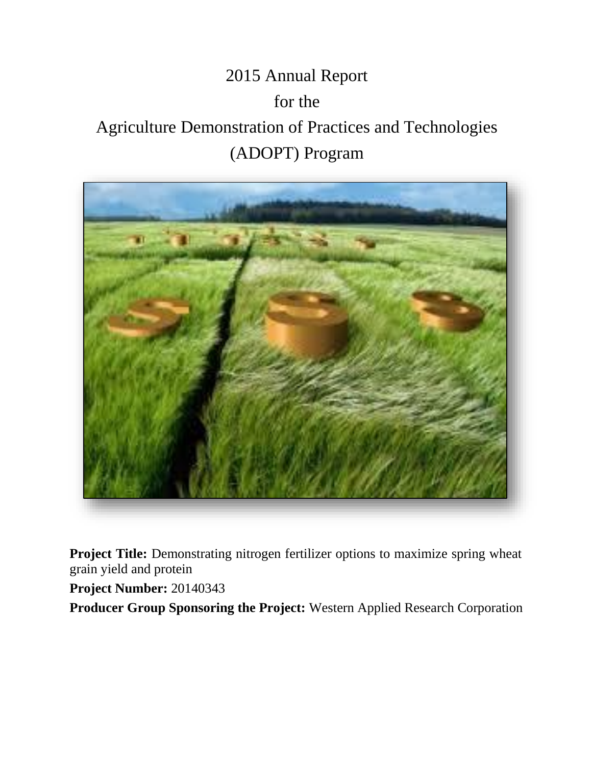# 2015 Annual Report
# for the
# Agriculture Demonstration of Practices and Technologies
# (ADOPT) Program

**Project Title:** Demonstrating nitrogen fertilizer options to maximize spring wheat grain yield and protein

**Project Number:** 20140343

**Producer Group Sponsoring the Project:** Western Applied Research Corporation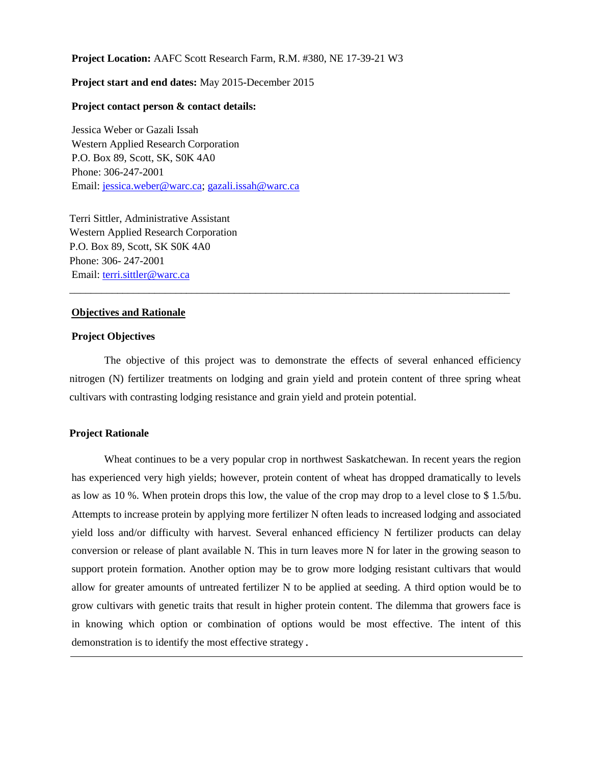**Project Location:** AAFC Scott Research Farm, R.M. #380, NE 17-39-21 W3

**Project start and end dates:** May 2015-December 2015

**Project contact person & contact details:**

Jessica Weber or Gazali Issah
Western Applied Research Corporation
P.O. Box 89, Scott, SK, S0K 4A0
Phone: 306-247-2001
Email: jessica.weber@warc.ca; gazali.issah@warc.ca

Terri Sittler, Administrative Assistant
Western Applied Research Corporation
P.O. Box 89, Scott, SK S0K 4A0
Phone: 306- 247-2001
Email: terri.sittler@warc.ca

---

## Objectives and Rationale

### Project Objectives

The objective of this project was to demonstrate the effects of several enhanced efficiency nitrogen (N) fertilizer treatments on lodging and grain yield and protein content of three spring wheat cultivars with contrasting lodging resistance and grain yield and protein potential.

### Project Rationale

Wheat continues to be a very popular crop in northwest Saskatchewan. In recent years the region has experienced very high yields; however, protein content of wheat has dropped dramatically to levels as low as 10 %. When protein drops this low, the value of the crop may drop to a level close to $ 1.5/bu. Attempts to increase protein by applying more fertilizer N often leads to increased lodging and associated yield loss and/or difficulty with harvest. Several enhanced efficiency N fertilizer products can delay conversion or release of plant available N. This in turn leaves more N for later in the growing season to support protein formation. Another option may be to grow more lodging resistant cultivars that would allow for greater amounts of untreated fertilizer N to be applied at seeding. A third option would be to grow cultivars with genetic traits that result in higher protein content. The dilemma that growers face is in knowing which option or combination of options would be most effective. The intent of this demonstration is to identify the most effective strategy.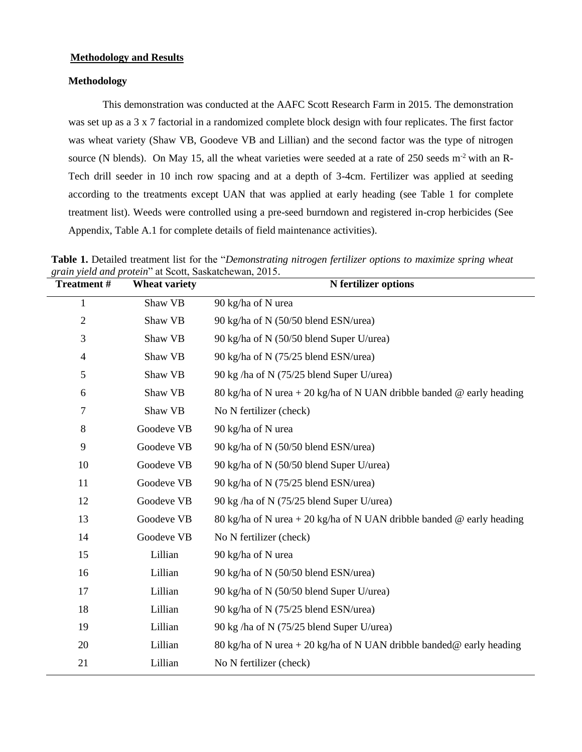## Methodology and Results

### Methodology

This demonstration was conducted at the AAFC Scott Research Farm in 2015. The demonstration was set up as a 3 x 7 factorial in a randomized complete block design with four replicates. The first factor was wheat variety (Shaw VB, Goodeve VB and Lillian) and the second factor was the type of nitrogen source (N blends). On May 15, all the wheat varieties were seeded at a rate of 250 seeds $m^{-2}$ with an R-Tech drill seeder in 10 inch row spacing and at a depth of 3-4cm. Fertilizer was applied at seeding according to the treatments except UAN that was applied at early heading (see Table 1 for complete treatment list). Weeds were controlled using a pre-seed burndown and registered in-crop herbicides (See Appendix, Table A.1 for complete details of field maintenance activities).

**Table 1.** Detailed treatment list for the "*Demonstrating nitrogen fertilizer options to maximize spring wheat grain yield and protein*" at Scott, Saskatchewan, 2015.

| Treatment # | Wheat variety | N fertilizer options |
|---|---|---|
| 1 | Shaw VB | 90 kg/ha of N urea |
| 2 | Shaw VB | 90 kg/ha of N (50/50 blend ESN/urea) |
| 3 | Shaw VB | 90 kg/ha of N (50/50 blend Super U/urea) |
| 4 | Shaw VB | 90 kg/ha of N (75/25 blend ESN/urea) |
| 5 | Shaw VB | 90 kg /ha of N (75/25 blend Super U/urea) |
| 6 | Shaw VB | 80 kg/ha of N urea + 20 kg/ha of N UAN dribble banded @ early heading |
| 7 | Shaw VB | No N fertilizer (check) |
| 8 | Goodeve VB | 90 kg/ha of N urea |
| 9 | Goodeve VB | 90 kg/ha of N (50/50 blend ESN/urea) |
| 10 | Goodeve VB | 90 kg/ha of N (50/50 blend Super U/urea) |
| 11 | Goodeve VB | 90 kg/ha of N (75/25 blend ESN/urea) |
| 12 | Goodeve VB | 90 kg /ha of N (75/25 blend Super U/urea) |
| 13 | Goodeve VB | 80 kg/ha of N urea + 20 kg/ha of N UAN dribble banded @ early heading |
| 14 | Goodeve VB | No N fertilizer (check) |
| 15 | Lillian | 90 kg/ha of N urea |
| 16 | Lillian | 90 kg/ha of N (50/50 blend ESN/urea) |
| 17 | Lillian | 90 kg/ha of N (50/50 blend Super U/urea) |
| 18 | Lillian | 90 kg/ha of N (75/25 blend ESN/urea) |
| 19 | Lillian | 90 kg /ha of N (75/25 blend Super U/urea) |
| 20 | Lillian | 80 kg/ha of N urea + 20 kg/ha of N UAN dribble banded@ early heading |
| 21 | Lillian | No N fertilizer (check) |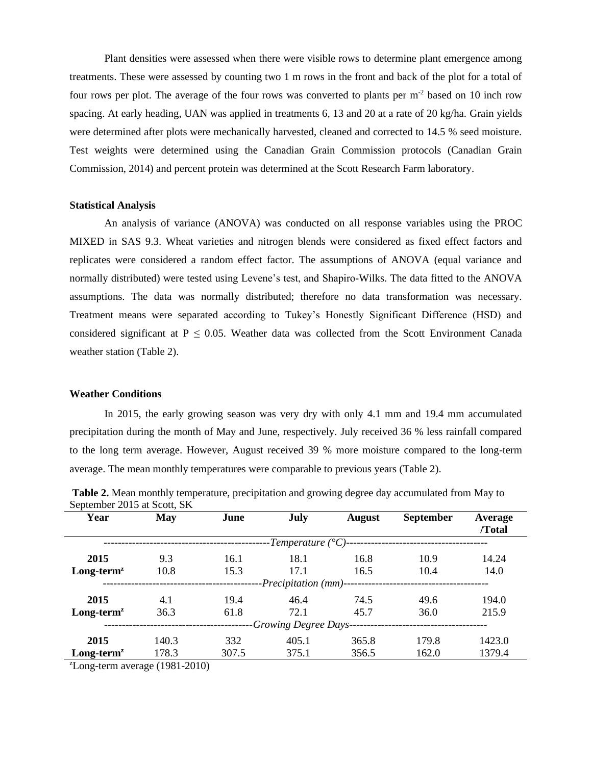Plant densities were assessed when there were visible rows to determine plant emergence among treatments. These were assessed by counting two 1 m rows in the front and back of the plot for a total of four rows per plot. The average of the four rows was converted to plants per $m^{-2}$ based on 10 inch row spacing. At early heading, UAN was applied in treatments 6, 13 and 20 at a rate of 20 kg/ha. Grain yields were determined after plots were mechanically harvested, cleaned and corrected to 14.5 % seed moisture. Test weights were determined using the Canadian Grain Commission protocols (Canadian Grain Commission, 2014) and percent protein was determined at the Scott Research Farm laboratory.

### Statistical Analysis

An analysis of variance (ANOVA) was conducted on all response variables using the PROC MIXED in SAS 9.3. Wheat varieties and nitrogen blends were considered as fixed effect factors and replicates were considered a random effect factor. The assumptions of ANOVA (equal variance and normally distributed) were tested using Levene's test, and Shapiro-Wilks. The data fitted to the ANOVA assumptions. The data was normally distributed; therefore no data transformation was necessary. Treatment means were separated according to Tukey's Honestly Significant Difference (HSD) and considered significant at $P \leq 0.05$. Weather data was collected from the Scott Environment Canada weather station (Table 2).

### Weather Conditions

In 2015, the early growing season was very dry with only 4.1 mm and 19.4 mm accumulated precipitation during the month of May and June, respectively. July received 36 % less rainfall compared to the long term average. However, August received 39 % more moisture compared to the long-term average. The mean monthly temperatures were comparable to previous years (Table 2).

**Table 2.** Mean monthly temperature, precipitation and growing degree day accumulated from May to September 2015 at Scott, SK

| Year | May | June | July | August | September | Average /Total |
|---|---|---|---|---|---|---|
| | | | *Temperature (°C)* | | | |
| **2015** | 9.3 | 16.1 | 18.1 | 16.8 | 10.9 | 14.24 |
| **Long-term[z]** | 10.8 | 15.3 | 17.1 | 16.5 | 10.4 | 14.0 |
| | | | *Precipitation (mm)* | | | |
| **2015** | 4.1 | 19.4 | 46.4 | 74.5 | 49.6 | 194.0 |
| **Long-term[z]** | 36.3 | 61.8 | 72.1 | 45.7 | 36.0 | 215.9 |
| | | | *Growing Degree Days* | | | |
| **2015** | 140.3 | 332 | 405.1 | 365.8 | 179.8 | 1423.0 |
| **Long-term[z]** | 178.3 | 307.5 | 375.1 | 356.5 | 162.0 | 1379.4 |

[z]Long-term average (1981-2010)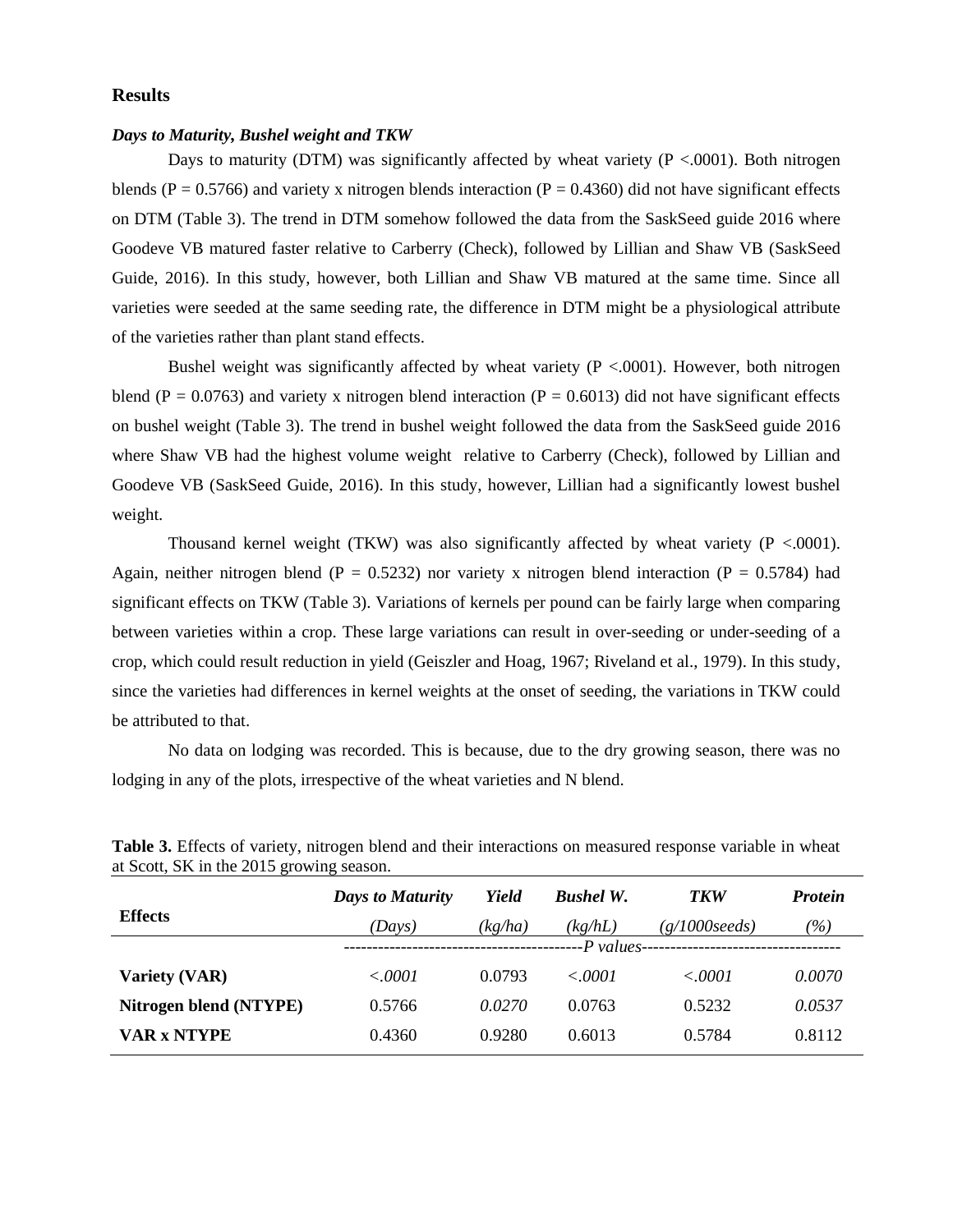## Results

### *Days to Maturity, Bushel weight and TKW*

Days to maturity (DTM) was significantly affected by wheat variety (P <.0001). Both nitrogen blends (P = 0.5766) and variety x nitrogen blends interaction (P = 0.4360) did not have significant effects on DTM (Table 3). The trend in DTM somehow followed the data from the SaskSeed guide 2016 where Goodeve VB matured faster relative to Carberry (Check), followed by Lillian and Shaw VB (SaskSeed Guide, 2016). In this study, however, both Lillian and Shaw VB matured at the same time. Since all varieties were seeded at the same seeding rate, the difference in DTM might be a physiological attribute of the varieties rather than plant stand effects.

Bushel weight was significantly affected by wheat variety (P <.0001). However, both nitrogen blend (P = 0.0763) and variety x nitrogen blend interaction (P = 0.6013) did not have significant effects on bushel weight (Table 3). The trend in bushel weight followed the data from the SaskSeed guide 2016 where Shaw VB had the highest volume weight relative to Carberry (Check), followed by Lillian and Goodeve VB (SaskSeed Guide, 2016). In this study, however, Lillian had a significantly lowest bushel weight.

Thousand kernel weight (TKW) was also significantly affected by wheat variety (P <.0001). Again, neither nitrogen blend (P = 0.5232) nor variety x nitrogen blend interaction (P = 0.5784) had significant effects on TKW (Table 3). Variations of kernels per pound can be fairly large when comparing between varieties within a crop. These large variations can result in over-seeding or under-seeding of a crop, which could result reduction in yield (Geiszler and Hoag, 1967; Riveland et al., 1979). In this study, since the varieties had differences in kernel weights at the onset of seeding, the variations in TKW could be attributed to that.

No data on lodging was recorded. This is because, due to the dry growing season, there was no lodging in any of the plots, irrespective of the wheat varieties and N blend.

**Table 3.** Effects of variety, nitrogen blend and their interactions on measured response variable in wheat at Scott, SK in the 2015 growing season.

| Effects | ***Days to Maturity*** *(Days)* | ***Yield*** *(kg/ha)* | ***Bushel W.*** *(kg/hL)* | ***TKW*** *(g/1000seeds)* | ***Protein*** *(%)* |
|---|---|---|---|---|---|
| | *P values* | | | | |
| **Variety (VAR)** | *<.0001* | 0.0793 | *<.0001* | *<.0001* | *0.0070* |
| **Nitrogen blend (NTYPE)** | 0.5766 | *0.0270* | 0.0763 | 0.5232 | *0.0537* |
| **VAR x NTYPE** | 0.4360 | 0.9280 | 0.6013 | 0.5784 | 0.8112 |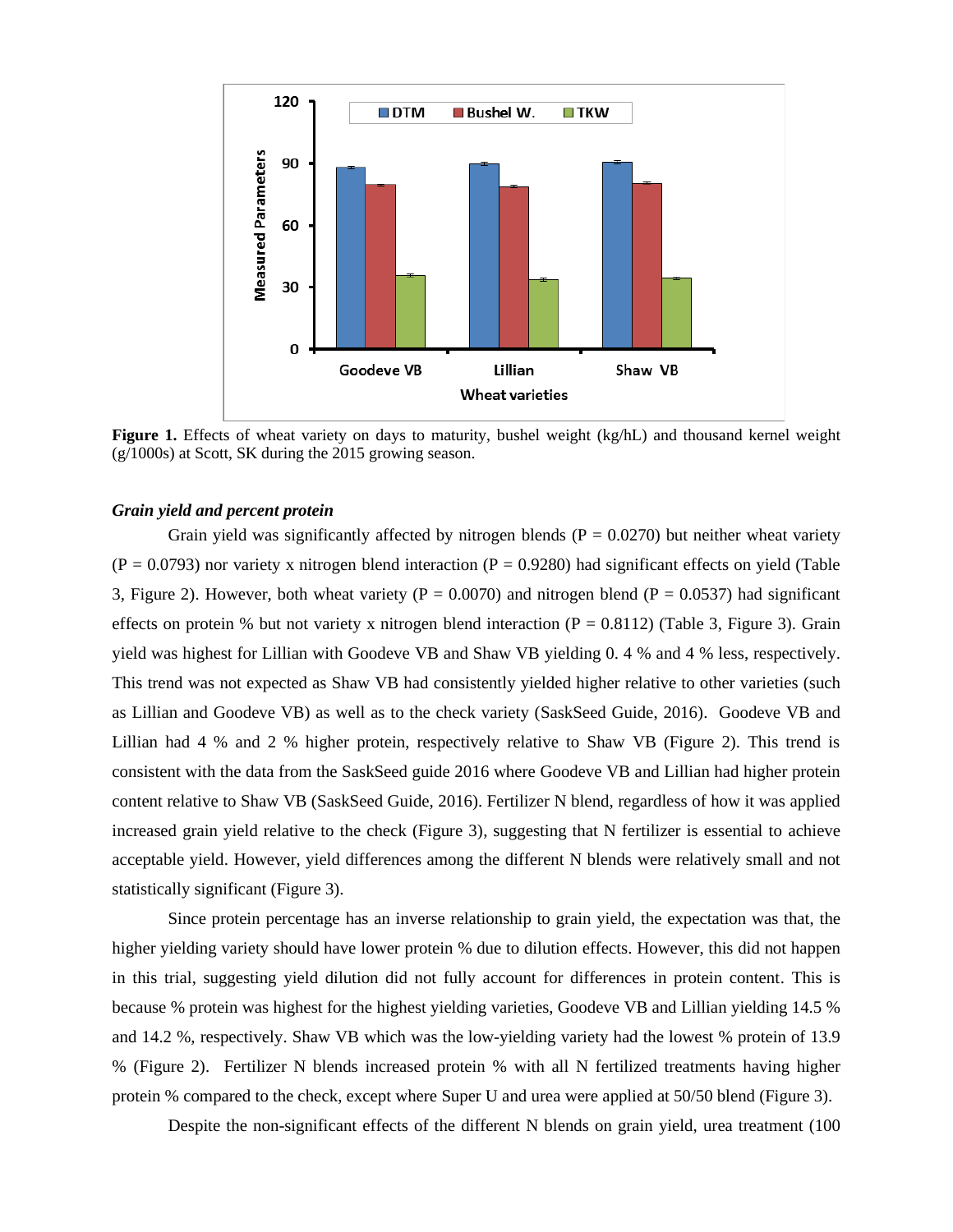**Figure 1.** Effects of wheat variety on days to maturity, bushel weight (kg/hL) and thousand kernel weight (g/1000s) at Scott, SK during the 2015 growing season.

### *Grain yield and percent protein*

Grain yield was significantly affected by nitrogen blends (P = 0.0270) but neither wheat variety (P = 0.0793) nor variety x nitrogen blend interaction (P = 0.9280) had significant effects on yield (Table 3, Figure 2). However, both wheat variety (P = 0.0070) and nitrogen blend (P = 0.0537) had significant effects on protein % but not variety x nitrogen blend interaction (P = 0.8112) (Table 3, Figure 3). Grain yield was highest for Lillian with Goodeve VB and Shaw VB yielding 0. 4 % and 4 % less, respectively. This trend was not expected as Shaw VB had consistently yielded higher relative to other varieties (such as Lillian and Goodeve VB) as well as to the check variety (SaskSeed Guide, 2016). Goodeve VB and Lillian had 4 % and 2 % higher protein, respectively relative to Shaw VB (Figure 2). This trend is consistent with the data from the SaskSeed guide 2016 where Goodeve VB and Lillian had higher protein content relative to Shaw VB (SaskSeed Guide, 2016). Fertilizer N blend, regardless of how it was applied increased grain yield relative to the check (Figure 3), suggesting that N fertilizer is essential to achieve acceptable yield. However, yield differences among the different N blends were relatively small and not statistically significant (Figure 3).

Since protein percentage has an inverse relationship to grain yield, the expectation was that, the higher yielding variety should have lower protein % due to dilution effects. However, this did not happen in this trial, suggesting yield dilution did not fully account for differences in protein content. This is because % protein was highest for the highest yielding varieties, Goodeve VB and Lillian yielding 14.5 % and 14.2 %, respectively. Shaw VB which was the low-yielding variety had the lowest % protein of 13.9 % (Figure 2). Fertilizer N blends increased protein % with all N fertilized treatments having higher protein % compared to the check, except where Super U and urea were applied at 50/50 blend (Figure 3).

Despite the non-significant effects of the different N blends on grain yield, urea treatment (100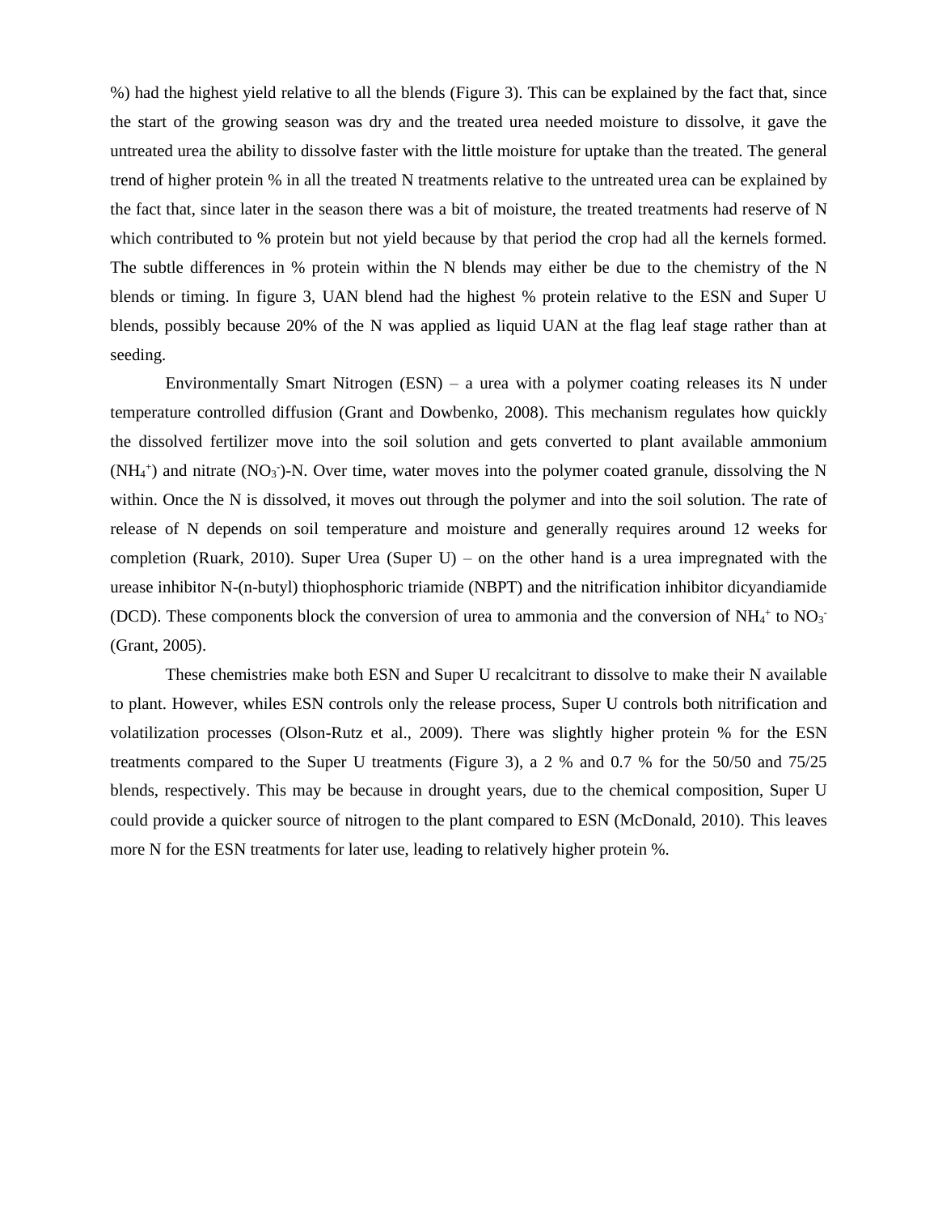%) had the highest yield relative to all the blends (Figure 3). This can be explained by the fact that, since the start of the growing season was dry and the treated urea needed moisture to dissolve, it gave the untreated urea the ability to dissolve faster with the little moisture for uptake than the treated. The general trend of higher protein % in all the treated N treatments relative to the untreated urea can be explained by the fact that, since later in the season there was a bit of moisture, the treated treatments had reserve of N which contributed to % protein but not yield because by that period the crop had all the kernels formed. The subtle differences in % protein within the N blends may either be due to the chemistry of the N blends or timing. In figure 3, UAN blend had the highest % protein relative to the ESN and Super U blends, possibly because 20% of the N was applied as liquid UAN at the flag leaf stage rather than at seeding.

Environmentally Smart Nitrogen (ESN) – a urea with a polymer coating releases its N under temperature controlled diffusion (Grant and Dowbenko, 2008). This mechanism regulates how quickly the dissolved fertilizer move into the soil solution and gets converted to plant available ammonium ($NH_4^+$) and nitrate ($NO_3^-$)-N. Over time, water moves into the polymer coated granule, dissolving the N within. Once the N is dissolved, it moves out through the polymer and into the soil solution. The rate of release of N depends on soil temperature and moisture and generally requires around 12 weeks for completion (Ruark, 2010). Super Urea (Super U) – on the other hand is a urea impregnated with the urease inhibitor N-(n-butyl) thiophosphoric triamide (NBPT) and the nitrification inhibitor dicyandiamide (DCD). These components block the conversion of urea to ammonia and the conversion of $NH_4^+$ to $NO_3^-$ (Grant, 2005).

These chemistries make both ESN and Super U recalcitrant to dissolve to make their N available to plant. However, whiles ESN controls only the release process, Super U controls both nitrification and volatilization processes (Olson-Rutz et al., 2009). There was slightly higher protein % for the ESN treatments compared to the Super U treatments (Figure 3), a 2 % and 0.7 % for the 50/50 and 75/25 blends, respectively. This may be because in drought years, due to the chemical composition, Super U could provide a quicker source of nitrogen to the plant compared to ESN (McDonald, 2010). This leaves more N for the ESN treatments for later use, leading to relatively higher protein %.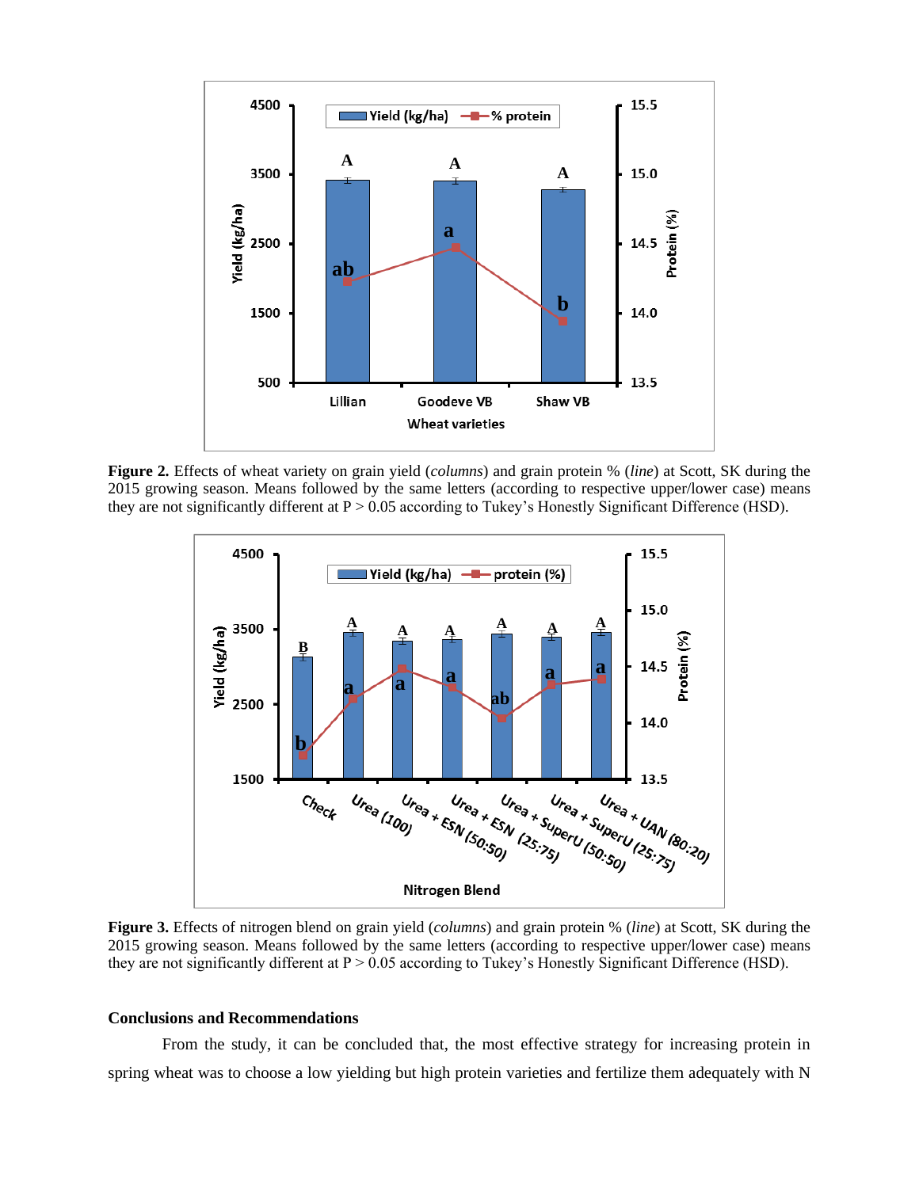**Figure 2.** Effects of wheat variety on grain yield (*columns*) and grain protein % (*line*) at Scott, SK during the 2015 growing season. Means followed by the same letters (according to respective upper/lower case) means they are not significantly different at P > 0.05 according to Tukey's Honestly Significant Difference (HSD).

**Figure 3.** Effects of nitrogen blend on grain yield (*columns*) and grain protein % (*line*) at Scott, SK during the 2015 growing season. Means followed by the same letters (according to respective upper/lower case) means they are not significantly different at P > 0.05 according to Tukey's Honestly Significant Difference (HSD).

## Conclusions and Recommendations

From the study, it can be concluded that, the most effective strategy for increasing protein in spring wheat was to choose a low yielding but high protein varieties and fertilize them adequately with N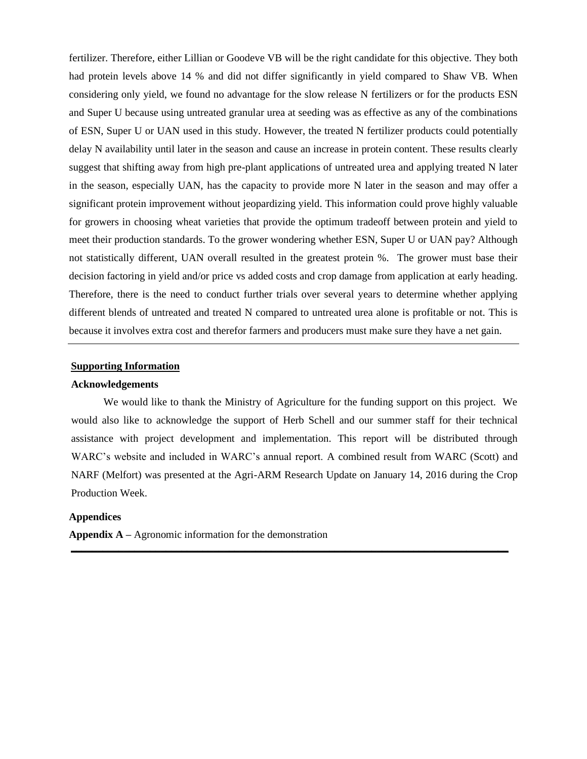fertilizer. Therefore, either Lillian or Goodeve VB will be the right candidate for this objective. They both had protein levels above 14 % and did not differ significantly in yield compared to Shaw VB. When considering only yield, we found no advantage for the slow release N fertilizers or for the products ESN and Super U because using untreated granular urea at seeding was as effective as any of the combinations of ESN, Super U or UAN used in this study. However, the treated N fertilizer products could potentially delay N availability until later in the season and cause an increase in protein content. These results clearly suggest that shifting away from high pre-plant applications of untreated urea and applying treated N later in the season, especially UAN, has the capacity to provide more N later in the season and may offer a significant protein improvement without jeopardizing yield. This information could prove highly valuable for growers in choosing wheat varieties that provide the optimum tradeoff between protein and yield to meet their production standards. To the grower wondering whether ESN, Super U or UAN pay? Although not statistically different, UAN overall resulted in the greatest protein %. The grower must base their decision factoring in yield and/or price vs added costs and crop damage from application at early heading. Therefore, there is the need to conduct further trials over several years to determine whether applying different blends of untreated and treated N compared to untreated urea alone is profitable or not. This is because it involves extra cost and therefor farmers and producers must make sure they have a net gain.

---

## Supporting Information

### Acknowledgements

We would like to thank the Ministry of Agriculture for the funding support on this project. We would also like to acknowledge the support of Herb Schell and our summer staff for their technical assistance with project development and implementation. This report will be distributed through WARC's website and included in WARC's annual report. A combined result from WARC (Scott) and NARF (Melfort) was presented at the Agri-ARM Research Update on January 14, 2016 during the Crop Production Week.

### Appendices

**Appendix A –** Agronomic information for the demonstration

---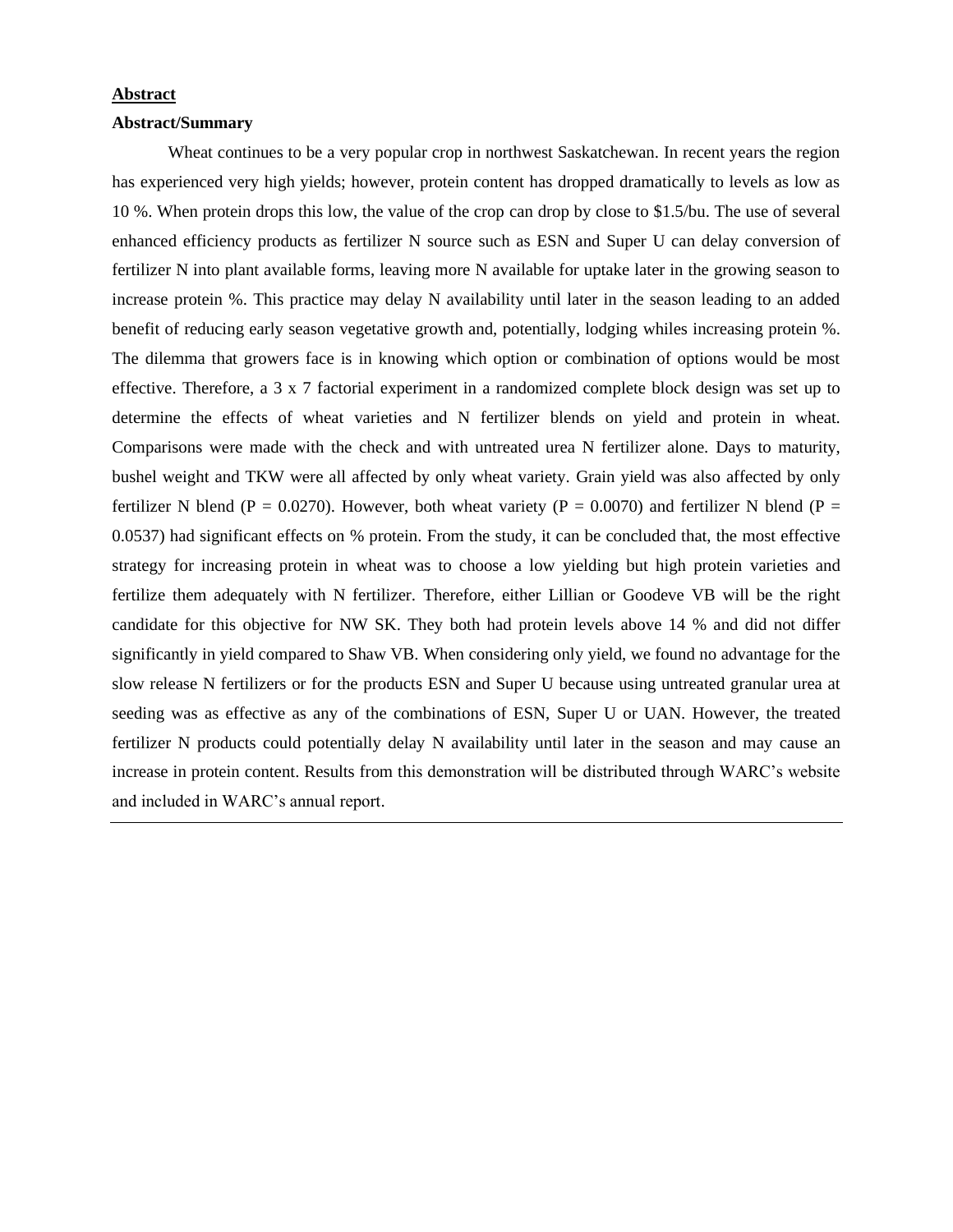## Abstract

### Abstract/Summary

Wheat continues to be a very popular crop in northwest Saskatchewan. In recent years the region has experienced very high yields; however, protein content has dropped dramatically to levels as low as 10 %. When protein drops this low, the value of the crop can drop by close to $1.5/bu. The use of several enhanced efficiency products as fertilizer N source such as ESN and Super U can delay conversion of fertilizer N into plant available forms, leaving more N available for uptake later in the growing season to increase protein %. This practice may delay N availability until later in the season leading to an added benefit of reducing early season vegetative growth and, potentially, lodging whiles increasing protein %. The dilemma that growers face is in knowing which option or combination of options would be most effective. Therefore, a 3 x 7 factorial experiment in a randomized complete block design was set up to determine the effects of wheat varieties and N fertilizer blends on yield and protein in wheat. Comparisons were made with the check and with untreated urea N fertilizer alone. Days to maturity, bushel weight and TKW were all affected by only wheat variety. Grain yield was also affected by only fertilizer N blend ($P = 0.0270$). However, both wheat variety ($P = 0.0070$) and fertilizer N blend ($P = 0.0537$) had significant effects on % protein. From the study, it can be concluded that, the most effective strategy for increasing protein in wheat was to choose a low yielding but high protein varieties and fertilize them adequately with N fertilizer. Therefore, either Lillian or Goodeve VB will be the right candidate for this objective for NW SK. They both had protein levels above 14 % and did not differ significantly in yield compared to Shaw VB. When considering only yield, we found no advantage for the slow release N fertilizers or for the products ESN and Super U because using untreated granular urea at seeding was as effective as any of the combinations of ESN, Super U or UAN. However, the treated fertilizer N products could potentially delay N availability until later in the season and may cause an increase in protein content. Results from this demonstration will be distributed through WARC's website and included in WARC's annual report.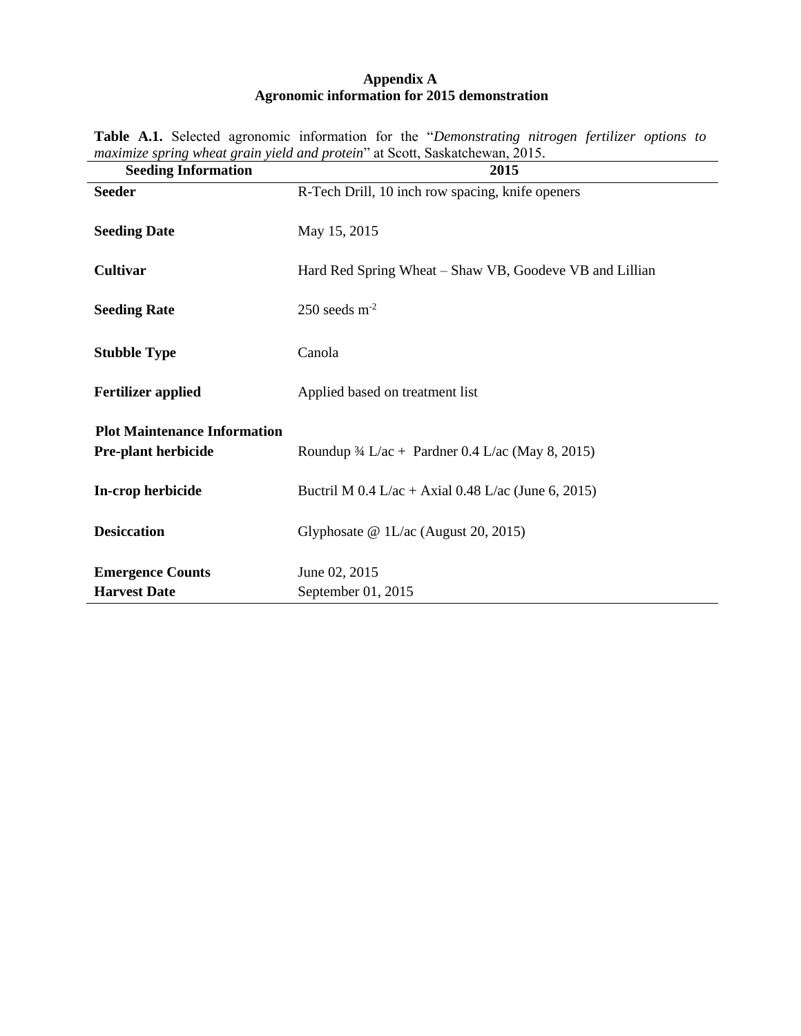**Appendix A**
**Agronomic information for 2015 demonstration**

**Table A.1.** Selected agronomic information for the "*Demonstrating nitrogen fertilizer options to maximize spring wheat grain yield and protein*" at Scott, Saskatchewan, 2015.

| Seeding Information | 2015 |
|---|---|
| **Seeder** | R-Tech Drill, 10 inch row spacing, knife openers |
| **Seeding Date** | May 15, 2015 |
| **Cultivar** | Hard Red Spring Wheat – Shaw VB, Goodeve VB and Lillian |
| **Seeding Rate** | 250 seeds $m^{-2}$ |
| **Stubble Type** | Canola |
| **Fertilizer applied** | Applied based on treatment list |
| **Plot Maintenance Information** | |
| **Pre-plant herbicide** | Roundup ¾ L/ac + Pardner 0.4 L/ac (May 8, 2015) |
| **In-crop herbicide** | Buctril M 0.4 L/ac + Axial 0.48 L/ac (June 6, 2015) |
| **Desiccation** | Glyphosate @ 1L/ac (August 20, 2015) |
| **Emergence Counts** | June 02, 2015 |
| **Harvest Date** | September 01, 2015 |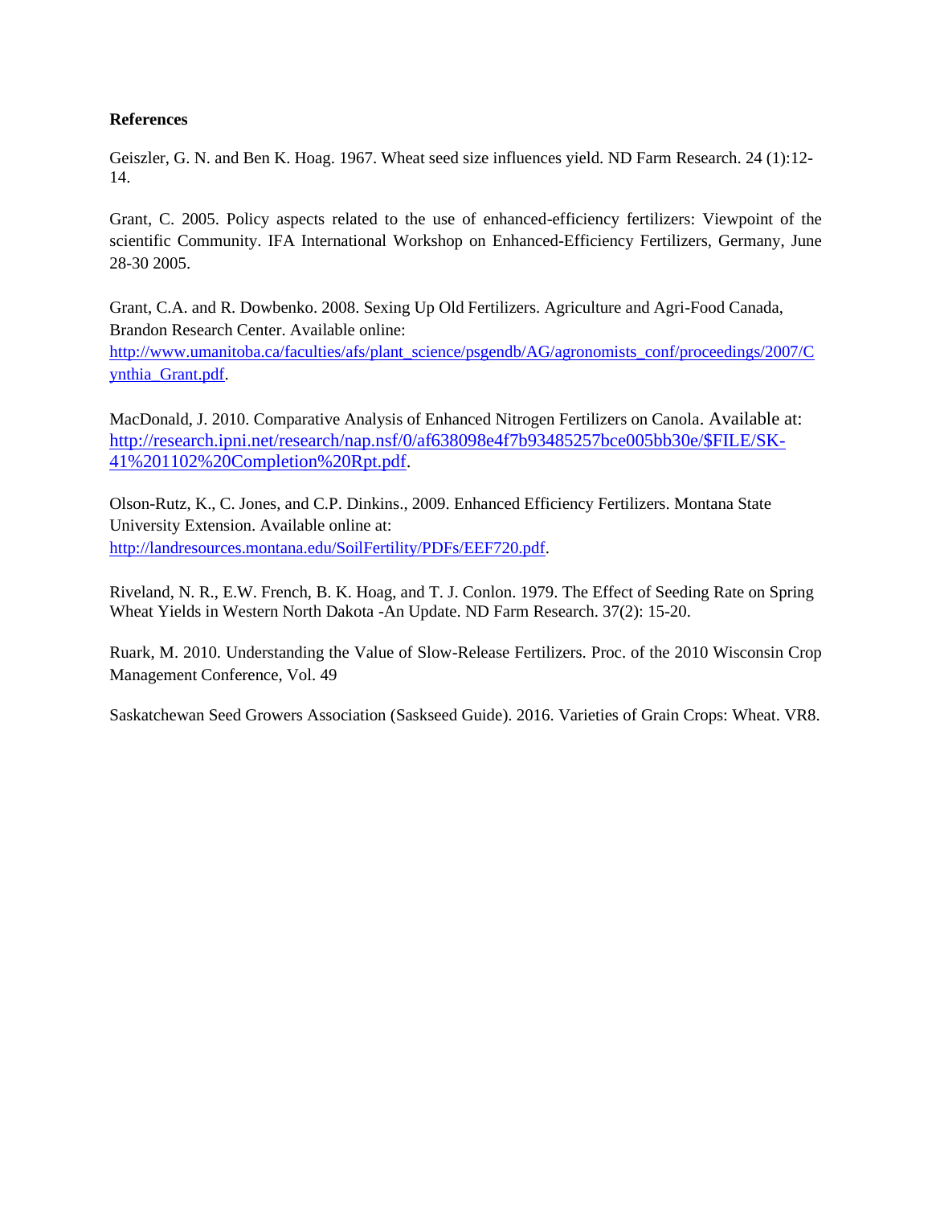**References**

Geiszler, G. N. and Ben K. Hoag. 1967. Wheat seed size influences yield. ND Farm Research. 24 (1):12-14.

Grant, C. 2005. Policy aspects related to the use of enhanced-efficiency fertilizers: Viewpoint of the scientific Community. IFA International Workshop on Enhanced-Efficiency Fertilizers, Germany, June 28-30 2005.

Grant, C.A. and R. Dowbenko. 2008. Sexing Up Old Fertilizers. Agriculture and Agri-Food Canada, Brandon Research Center. Available online: http://www.umanitoba.ca/faculties/afs/plant_science/psgendb/AG/agronomists_conf/proceedings/2007/Cynthia_Grant.pdf.

MacDonald, J. 2010. Comparative Analysis of Enhanced Nitrogen Fertilizers on Canola. Available at: http://research.ipni.net/research/nap.nsf/0/af638098e4f7b93485257bce005bb30e/$FILE/SK-41%201102%20Completion%20Rpt.pdf.

Olson-Rutz, K., C. Jones, and C.P. Dinkins., 2009. Enhanced Efficiency Fertilizers. Montana State University Extension. Available online at: http://landresources.montana.edu/SoilFertility/PDFs/EEF720.pdf.

Riveland, N. R., E.W. French, B. K. Hoag, and T. J. Conlon. 1979. The Effect of Seeding Rate on Spring Wheat Yields in Western North Dakota -An Update. ND Farm Research. 37(2): 15-20.

Ruark, M. 2010. Understanding the Value of Slow-Release Fertilizers. Proc. of the 2010 Wisconsin Crop Management Conference, Vol. 49

Saskatchewan Seed Growers Association (Saskseed Guide). 2016. Varieties of Grain Crops: Wheat. VR8.